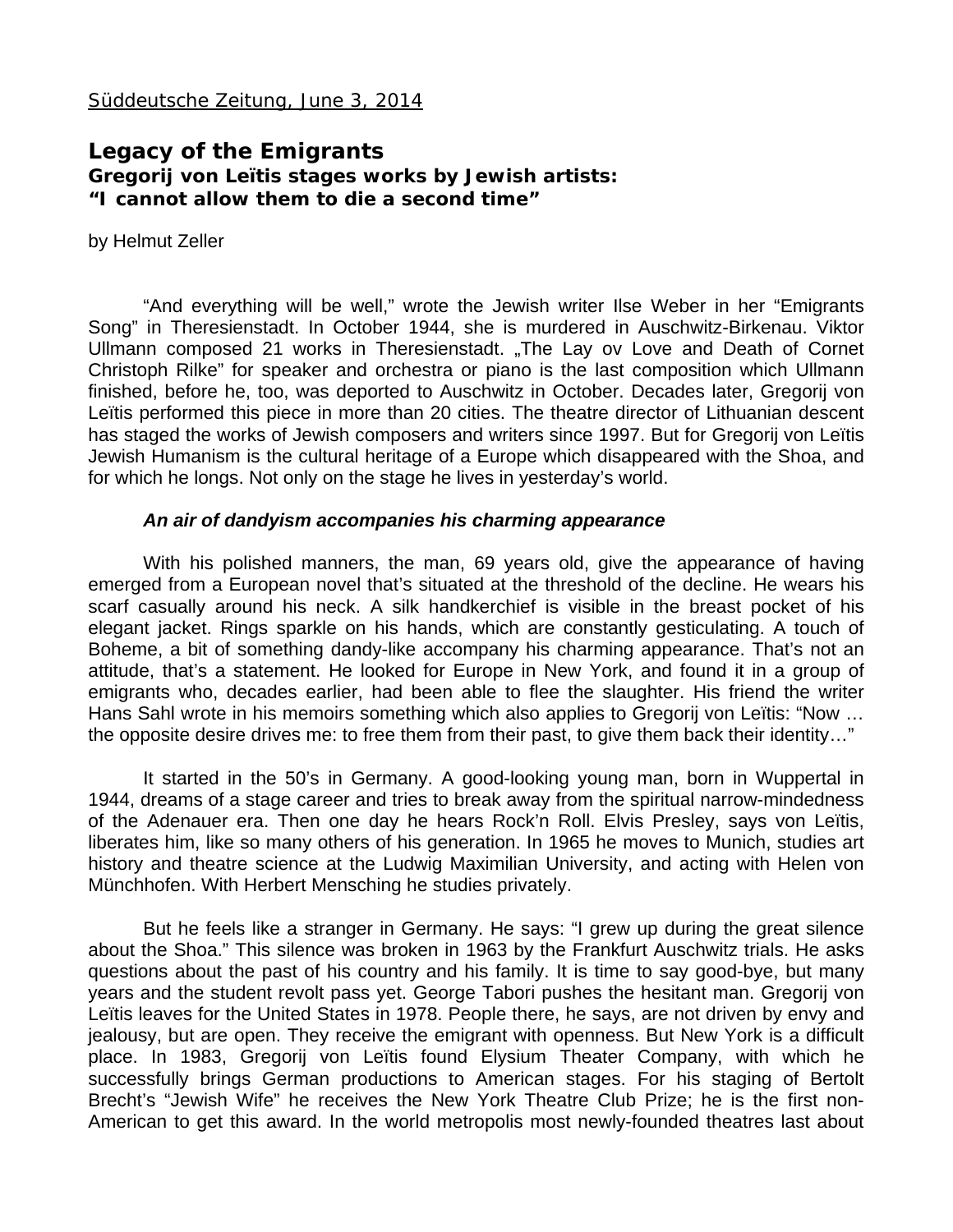Süddeutsche Zeitung, June 3, 2014

# Legacy of the Emigrants

## Gregorij von Leïtis stages works by Jewish artists: "I cannot allow them to die a second time"

by Helmut Zeller

"And everything will be well," wrote the Jewish writer Ilse Weber in her "Emigrants Song" in Theresienstadt. In October 1944, she is murdered in Auschwitz-Birkenau. Viktor Ullmann composed 21 works in Theresienstadt. „The Lay ov Love and Death of Cornet Christoph Rilke" for speaker and orchestra or piano is the last composition which Ullmann finished, before he, too, was deported to Auschwitz in October. Decades later, Gregorij von Leïtis performed this piece in more than 20 cities. The theatre director of Lithuanian descent has staged the works of Jewish composers and writers since 1997. But for Gregorij von Leïtis Jewish Humanism is the cultural heritage of a Europe which disappeared with the Shoa, and for which he longs. Not only on the stage he lives in yesterday's world.

***An air of dandyism accompanies his charming appearance***

With his polished manners, the man, 69 years old, give the appearance of having emerged from a European novel that's situated at the threshold of the decline. He wears his scarf casually around his neck. A silk handkerchief is visible in the breast pocket of his elegant jacket. Rings sparkle on his hands, which are constantly gesticulating. A touch of Boheme, a bit of something dandy-like accompany his charming appearance. That's not an attitude, that's a statement. He looked for Europe in New York, and found it in a group of emigrants who, decades earlier, had been able to flee the slaughter. His friend the writer Hans Sahl wrote in his memoirs something which also applies to Gregorij von Leïtis: "Now … the opposite desire drives me: to free them from their past, to give them back their identity…"

It started in the 50's in Germany. A good-looking young man, born in Wuppertal in 1944, dreams of a stage career and tries to break away from the spiritual narrow-mindedness of the Adenauer era. Then one day he hears Rock'n Roll. Elvis Presley, says von Leïtis, liberates him, like so many others of his generation. In 1965 he moves to Munich, studies art history and theatre science at the Ludwig Maximilian University, and acting with Helen von Münchhofen. With Herbert Mensching he studies privately.

But he feels like a stranger in Germany. He says: "I grew up during the great silence about the Shoa." This silence was broken in 1963 by the Frankfurt Auschwitz trials. He asks questions about the past of his country and his family. It is time to say good-bye, but many years and the student revolt pass yet. George Tabori pushes the hesitant man. Gregorij von Leïtis leaves for the United States in 1978. People there, he says, are not driven by envy and jealousy, but are open. They receive the emigrant with openness. But New York is a difficult place. In 1983, Gregorij von Leïtis found Elysium Theater Company, with which he successfully brings German productions to American stages. For his staging of Bertolt Brecht's "Jewish Wife" he receives the New York Theatre Club Prize; he is the first non-American to get this award. In the world metropolis most newly-founded theatres last about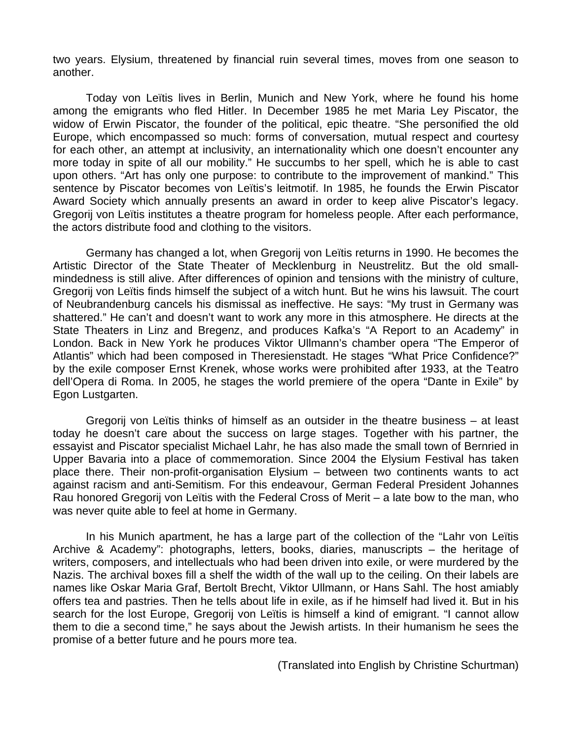two years. Elysium, threatened by financial ruin several times, moves from one season to another.

Today von Leïtis lives in Berlin, Munich and New York, where he found his home among the emigrants who fled Hitler. In December 1985 he met Maria Ley Piscator, the widow of Erwin Piscator, the founder of the political, epic theatre. “She personified the old Europe, which encompassed so much: forms of conversation, mutual respect and courtesy for each other, an attempt at inclusivity, an internationality which one doesn’t encounter any more today in spite of all our mobility.” He succumbs to her spell, which he is able to cast upon others. “Art has only one purpose: to contribute to the improvement of mankind.” This sentence by Piscator becomes von Leïtis’s leitmotif. In 1985, he founds the Erwin Piscator Award Society which annually presents an award in order to keep alive Piscator’s legacy. Gregorij von Leïtis institutes a theatre program for homeless people. After each performance, the actors distribute food and clothing to the visitors.

Germany has changed a lot, when Gregorij von Leïtis returns in 1990. He becomes the Artistic Director of the State Theater of Mecklenburg in Neustrelitz. But the old small-mindedness is still alive. After differences of opinion and tensions with the ministry of culture, Gregorij von Leïtis finds himself the subject of a witch hunt. But he wins his lawsuit. The court of Neubrandenburg cancels his dismissal as ineffective. He says: “My trust in Germany was shattered.” He can’t and doesn’t want to work any more in this atmosphere. He directs at the State Theaters in Linz and Bregenz, and produces Kafka’s “A Report to an Academy” in London. Back in New York he produces Viktor Ullmann’s chamber opera “The Emperor of Atlantis” which had been composed in Theresienstadt. He stages “What Price Confidence?” by the exile composer Ernst Krenek, whose works were prohibited after 1933, at the Teatro dell’Opera di Roma. In 2005, he stages the world premiere of the opera “Dante in Exile” by Egon Lustgarten.

Gregorij von Leïtis thinks of himself as an outsider in the theatre business – at least today he doesn’t care about the success on large stages. Together with his partner, the essayist and Piscator specialist Michael Lahr, he has also made the small town of Bernried in Upper Bavaria into a place of commemoration. Since 2004 the Elysium Festival has taken place there. Their non-profit-organisation Elysium – between two continents wants to act against racism and anti-Semitism. For this endeavour, German Federal President Johannes Rau honored Gregorij von Leïtis with the Federal Cross of Merit – a late bow to the man, who was never quite able to feel at home in Germany.

In his Munich apartment, he has a large part of the collection of the “Lahr von Leïtis Archive & Academy”: photographs, letters, books, diaries, manuscripts – the heritage of writers, composers, and intellectuals who had been driven into exile, or were murdered by the Nazis. The archival boxes fill a shelf the width of the wall up to the ceiling. On their labels are names like Oskar Maria Graf, Bertolt Brecht, Viktor Ullmann, or Hans Sahl. The host amiably offers tea and pastries. Then he tells about life in exile, as if he himself had lived it. But in his search for the lost Europe, Gregorij von Leïtis is himself a kind of emigrant. “I cannot allow them to die a second time,” he says about the Jewish artists. In their humanism he sees the promise of a better future and he pours more tea.

(Translated into English by Christine Schurtman)